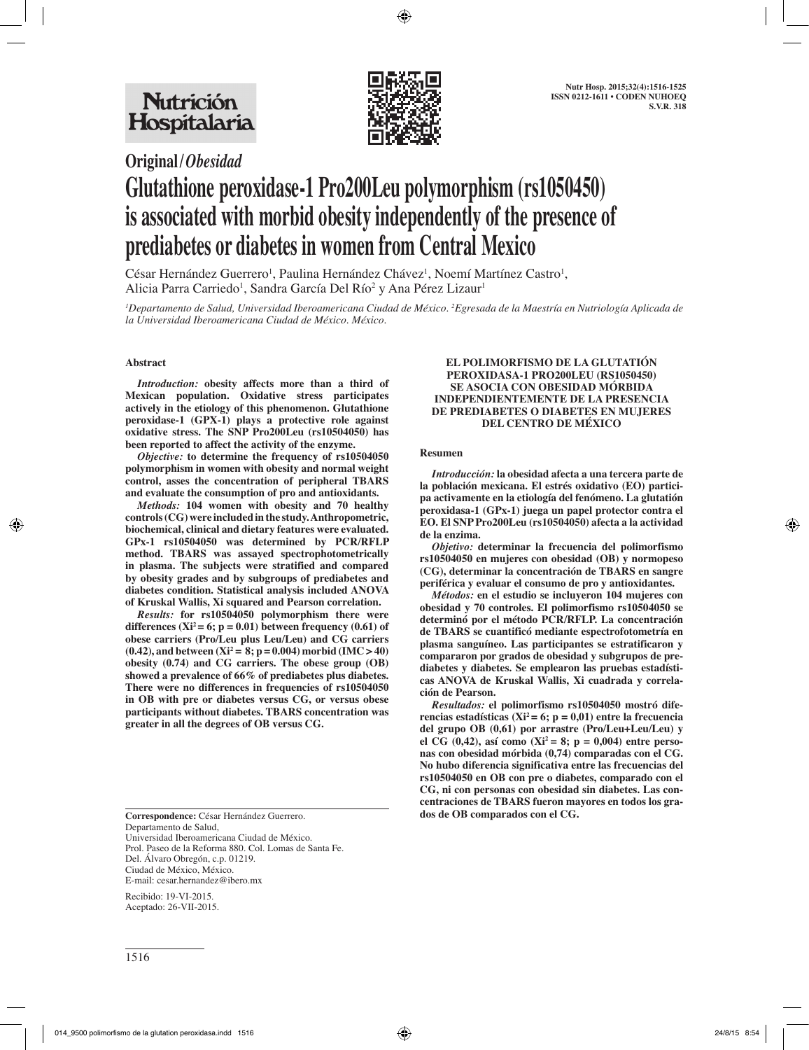Original/*Obesidad*

# Glutathione peroxidase-1 Pro200Leu polymorphism (rs1050450) is associated with morbid obesity independently of the presence of prediabetes or diabetes in women from Central Mexico

César Hernández Guerrero[1], Paulina Hernández Chávez[1], Noemí Martínez Castro[1], Alicia Parra Carriedo[1], Sandra García Del Río[2] y Ana Pérez Lizaur[1]

[1]*Departamento de Salud, Universidad Iberoamericana Ciudad de México.* [2]*Egresada de la Maestría en Nutriología Aplicada de la Universidad Iberoamericana Ciudad de México. México.*

## Abstract

***Introduction:*** **obesity affects more than a third of Mexican population. Oxidative stress participates actively in the etiology of this phenomenon. Glutathione peroxidase-1 (GPX-1) plays a protective role against oxidative stress. The SNP Pro200Leu (rs10504050) has been reported to affect the activity of the enzyme.**

***Objective:*** **to determine the frequency of rs10504050 polymorphism in women with obesity and normal weight control, asses the concentration of peripheral TBARS and evaluate the consumption of pro and antioxidants.**

***Methods:*** **104 women with obesity and 70 healthy controls (CG) were included in the study. Anthropometric, biochemical, clinical and dietary features were evaluated. GPx-1 rs10504050 was determined by PCR/RFLP method. TBARS was assayed spectrophotometrically in plasma. The subjects were stratified and compared by obesity grades and by subgroups of prediabetes and diabetes condition. Statistical analysis included ANOVA of Kruskal Wallis, Xi squared and Pearson correlation.**

***Results:*** **for rs10504050 polymorphism there were differences ($Xi^2 = 6$; $p = 0.01$) between frequency (0.61) of obese carriers (Pro/Leu plus Leu/Leu) and CG carriers (0.42), and between ($Xi^2 = 8$; $p = 0.004$) morbid (IMC > 40) obesity (0.74) and CG carriers. The obese group (OB) showed a prevalence of 66% of prediabetes plus diabetes. There were no differences in frequencies of rs10504050 in OB with pre or diabetes versus CG, or versus obese participants without diabetes. TBARS concentration was greater in all the degrees of OB versus CG.**

**Correspondence:** César Hernández Guerrero.
Departamento de Salud,
Universidad Iberoamericana Ciudad de México.
Prol. Paseo de la Reforma 880. Col. Lomas de Santa Fe.
Del. Álvaro Obregón, c.p. 01219.
Ciudad de México, México.
E-mail: cesar.hernandez@ibero.mx

Recibido: 19-VI-2015.
Aceptado: 26-VII-2015.

### EL POLIMORFISMO DE LA GLUTATIÓN PEROXIDASA-1 PRO200LEU (RS1050450) SE ASOCIA CON OBESIDAD MÓRBIDA INDEPENDIENTEMENTE DE LA PRESENCIA DE PREDIABETES O DIABETES EN MUJERES DEL CENTRO DE MÉXICO

## Resumen

***Introducción:*** **la obesidad afecta a una tercera parte de la población mexicana. El estrés oxidativo (EO) participa activamente en la etiología del fenómeno. La glutatión peroxidasa-1 (GPx-1) juega un papel protector contra el EO. El SNP Pro200Leu (rs10504050) afecta a la actividad de la enzima.**

***Objetivo:*** **determinar la frecuencia del polimorfismo rs10504050 en mujeres con obesidad (OB) y normopeso (CG), determinar la concentración de TBARS en sangre periférica y evaluar el consumo de pro y antioxidantes.**

***Métodos:*** **en el estudio se incluyeron 104 mujeres con obesidad y 70 controles. El polimorfismo rs10504050 se determinó por el método PCR/RFLP. La concentración de TBARS se cuantificó mediante espectrofotometría en plasma sanguíneo. Las participantes se estratificaron y compararon por grados de obesidad y subgrupos de prediabetes y diabetes. Se emplearon las pruebas estadísticas ANOVA de Kruskal Wallis, Xi cuadrada y correlación de Pearson.**

***Resultados:*** **el polimorfismo rs10504050 mostró diferencias estadísticas ($Xi^2 = 6$; $p = 0{,}01$) entre la frecuencia del grupo OB (0,61) por arrastre (Pro/Leu+Leu/Leu) y el CG (0,42), así como ($Xi^2 = 8$; $p = 0{,}004$) entre personas con obesidad mórbida (0,74) comparadas con el CG. No hubo diferencia significativa entre las frecuencias del rs10504050 en OB con pre o diabetes, comparado con el CG, ni con personas con obesidad sin diabetes. Las concentraciones de TBARS fueron mayores en todos los grados de OB comparados con el CG.**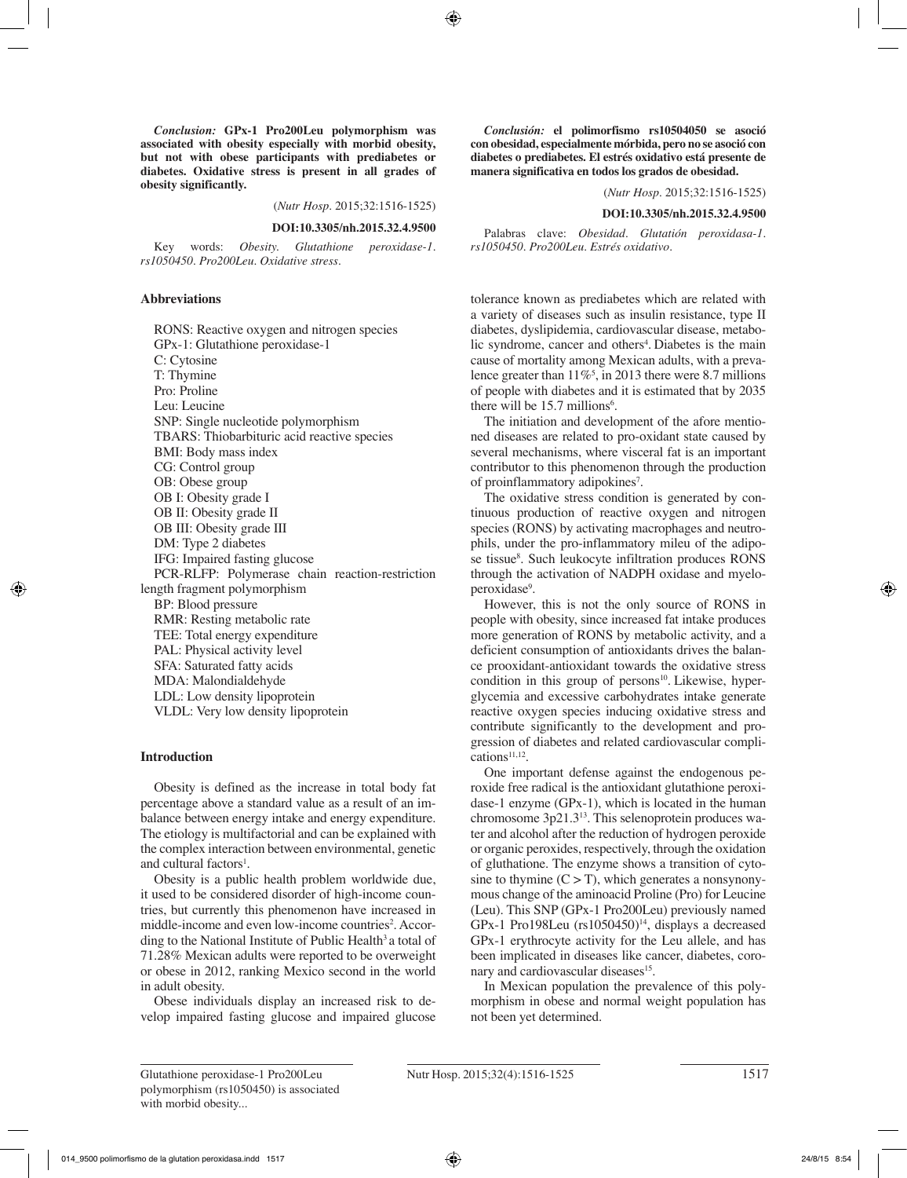***Conclusion:*** **GPx-1 Pro200Leu polymorphism was associated with obesity especially with morbid obesity, but not with obese participants with prediabetes or diabetes. Oxidative stress is present in all grades of obesity significantly.**

(*Nutr Hosp.* 2015;32:1516-1525)

**DOI:10.3305/nh.2015.32.4.9500**

Key words: *Obesity. Glutathione peroxidase-1. rs1050450. Pro200Leu. Oxidative stress.*

***Conclusión:*** **el polimorfismo rs10504050 se asoció con obesidad, especialmente mórbida, pero no se asoció con diabetes o prediabetes. El estrés oxidativo está presente de manera significativa en todos los grados de obesidad.**

(*Nutr Hosp.* 2015;32:1516-1525)

**DOI:10.3305/nh.2015.32.4.9500**

Palabras clave: *Obesidad. Glutatión peroxidasa-1. rs1050450. Pro200Leu. Estrés oxidativo.*

## Abbreviations

RONS: Reactive oxygen and nitrogen species
GPx-1: Glutathione peroxidase-1
C: Cytosine
T: Thymine
Pro: Proline
Leu: Leucine
SNP: Single nucleotide polymorphism
TBARS: Thiobarbituric acid reactive species
BMI: Body mass index
CG: Control group
OB: Obese group
OB I: Obesity grade I
OB II: Obesity grade II
OB III: Obesity grade III
DM: Type 2 diabetes
IFG: Impaired fasting glucose
PCR-RLFP: Polymerase chain reaction-restriction length fragment polymorphism
BP: Blood pressure
RMR: Resting metabolic rate
TEE: Total energy expenditure
PAL: Physical activity level
SFA: Saturated fatty acids
MDA: Malondialdehyde
LDL: Low density lipoprotein
VLDL: Very low density lipoprotein

## Introduction

Obesity is defined as the increase in total body fat percentage above a standard value as a result of an imbalance between energy intake and energy expenditure. The etiology is multifactorial and can be explained with the complex interaction between environmental, genetic and cultural factors[1].

Obesity is a public health problem worldwide due, it used to be considered disorder of high-income countries, but currently this phenomenon have increased in middle-income and even low-income countries[2]. According to the National Institute of Public Health[3] a total of 71.28% Mexican adults were reported to be overweight or obese in 2012, ranking Mexico second in the world in adult obesity.

Obese individuals display an increased risk to develop impaired fasting glucose and impaired glucose tolerance known as prediabetes which are related with a variety of diseases such as insulin resistance, type II diabetes, dyslipidemia, cardiovascular disease, metabolic syndrome, cancer and others[4]. Diabetes is the main cause of mortality among Mexican adults, with a prevalence greater than 11%[5], in 2013 there were 8.7 millions of people with diabetes and it is estimated that by 2035 there will be 15.7 millions[6].

The initiation and development of the afore mentioned diseases are related to pro-oxidant state caused by several mechanisms, where visceral fat is an important contributor to this phenomenon through the production of proinflammatory adipokines[7].

The oxidative stress condition is generated by continuous production of reactive oxygen and nitrogen species (RONS) by activating macrophages and neutrophils, under the pro-inflammatory mileu of the adipose tissue[8]. Such leukocyte infiltration produces RONS through the activation of NADPH oxidase and myeloperoxidase[9].

However, this is not the only source of RONS in people with obesity, since increased fat intake produces more generation of RONS by metabolic activity, and a deficient consumption of antioxidants drives the balance prooxidant-antioxidant towards the oxidative stress condition in this group of persons[10]. Likewise, hyperglycemia and excessive carbohydrates intake generate reactive oxygen species inducing oxidative stress and contribute significantly to the development and progression of diabetes and related cardiovascular complications[11,12].

One important defense against the endogenous peroxide free radical is the antioxidant glutathione peroxidase-1 enzyme (GPx-1), which is located in the human chromosome 3p21.3[13]. This selenoprotein produces water and alcohol after the reduction of hydrogen peroxide or organic peroxides, respectively, through the oxidation of gluthatione. The enzyme shows a transition of cytosine to thymine (C > T), which generates a nonsynonymous change of the aminoacid Proline (Pro) for Leucine (Leu). This SNP (GPx-1 Pro200Leu) previously named GPx-1 Pro198Leu (rs1050450)[14], displays a decreased GPx-1 erythrocyte activity for the Leu allele, and has been implicated in diseases like cancer, diabetes, coronary and cardiovascular diseases[15].

In Mexican population the prevalence of this polymorphism in obese and normal weight population has not been yet determined.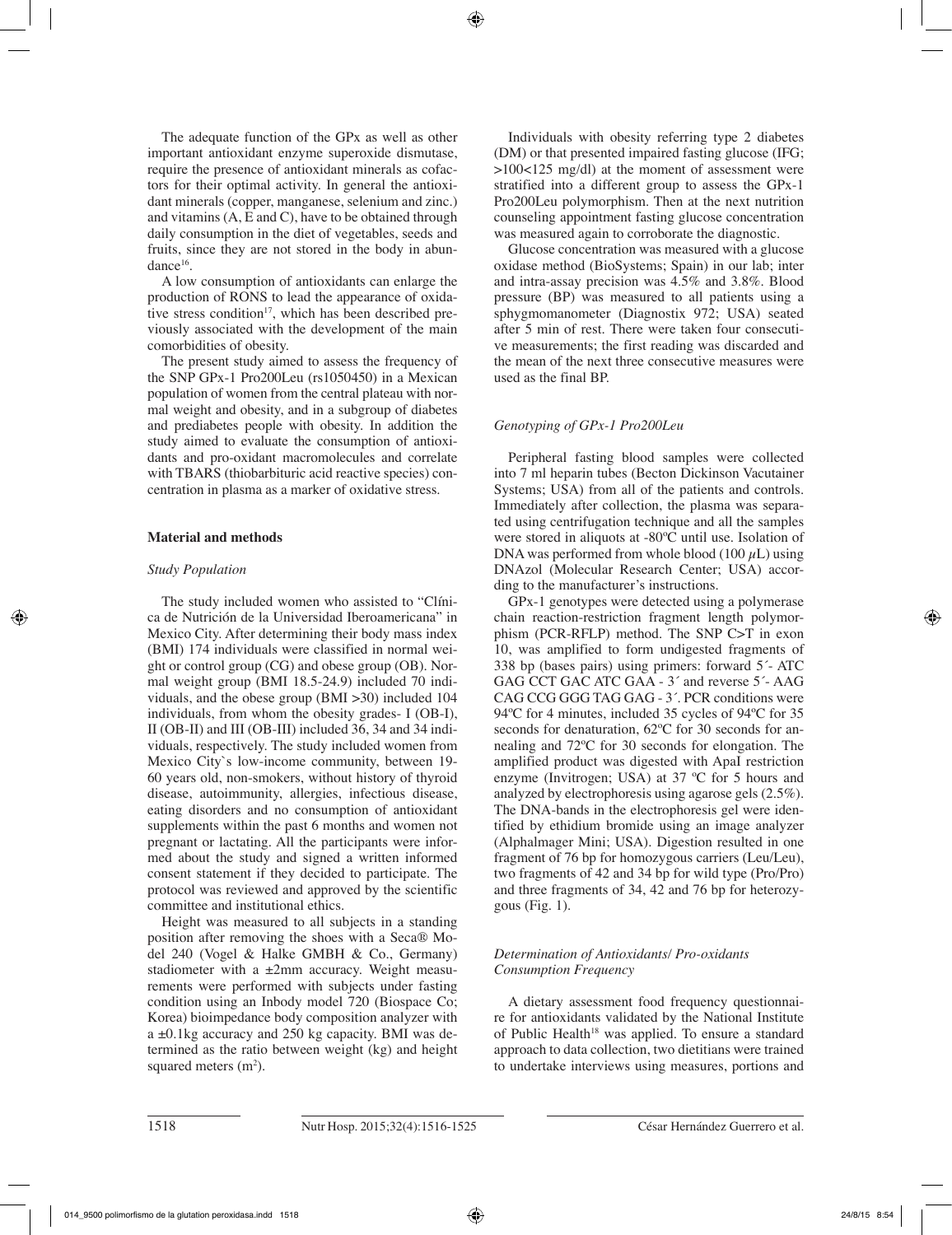The adequate function of the GPx as well as other important antioxidant enzyme superoxide dismutase, require the presence of antioxidant minerals as cofactors for their optimal activity. In general the antioxidant minerals (copper, manganese, selenium and zinc.) and vitamins (A, E and C), have to be obtained through daily consumption in the diet of vegetables, seeds and fruits, since they are not stored in the body in abundance[16].

A low consumption of antioxidants can enlarge the production of RONS to lead the appearance of oxidative stress condition[17], which has been described previously associated with the development of the main comorbidities of obesity.

The present study aimed to assess the frequency of the SNP GPx-1 Pro200Leu (rs1050450) in a Mexican population of women from the central plateau with normal weight and obesity, and in a subgroup of diabetes and prediabetes people with obesity. In addition the study aimed to evaluate the consumption of antioxidants and pro-oxidant macromolecules and correlate with TBARS (thiobarbituric acid reactive species) concentration in plasma as a marker of oxidative stress.

## Material and methods

### *Study Population*

The study included women who assisted to "Clínica de Nutrición de la Universidad Iberoamericana" in Mexico City. After determining their body mass index (BMI) 174 individuals were classified in normal weight or control group (CG) and obese group (OB). Normal weight group (BMI 18.5-24.9) included 70 individuals, and the obese group (BMI >30) included 104 individuals, from whom the obesity grades- I (OB-I), II (OB-II) and III (OB-III) included 36, 34 and 34 individuals, respectively. The study included women from Mexico City`s low-income community, between 19-60 years old, non-smokers, without history of thyroid disease, autoimmunity, allergies, infectious disease, eating disorders and no consumption of antioxidant supplements within the past 6 months and women not pregnant or lactating. All the participants were informed about the study and signed a written informed consent statement if they decided to participate. The protocol was reviewed and approved by the scientific committee and institutional ethics.

Height was measured to all subjects in a standing position after removing the shoes with a Seca® Model 240 (Vogel & Halke GMBH & Co., Germany) stadiometer with a ±2mm accuracy. Weight measurements were performed with subjects under fasting condition using an Inbody model 720 (Biospace Co; Korea) bioimpedance body composition analyzer with a ±0.1kg accuracy and 250 kg capacity. BMI was determined as the ratio between weight (kg) and height squared meters ($m^2$).

Individuals with obesity referring type 2 diabetes (DM) or that presented impaired fasting glucose (IFG; >100<125 mg/dl) at the moment of assessment were stratified into a different group to assess the GPx-1 Pro200Leu polymorphism. Then at the next nutrition counseling appointment fasting glucose concentration was measured again to corroborate the diagnostic.

Glucose concentration was measured with a glucose oxidase method (BioSystems; Spain) in our lab; inter and intra-assay precision was 4.5% and 3.8%. Blood pressure (BP) was measured to all patients using a sphygmomanometer (Diagnostix 972; USA) seated after 5 min of rest. There were taken four consecutive measurements; the first reading was discarded and the mean of the next three consecutive measures were used as the final BP.

### *Genotyping of GPx-1 Pro200Leu*

Peripheral fasting blood samples were collected into 7 ml heparin tubes (Becton Dickinson Vacutainer Systems; USA) from all of the patients and controls. Immediately after collection, the plasma was separated using centrifugation technique and all the samples were stored in aliquots at -80ºC until use. Isolation of DNA was performed from whole blood (100 $\mu$L) using DNAzol (Molecular Research Center; USA) according to the manufacturer's instructions.

GPx-1 genotypes were detected using a polymerase chain reaction-restriction fragment length polymorphism (PCR-RFLP) method. The SNP C>T in exon 10, was amplified to form undigested fragments of 338 bp (bases pairs) using primers: forward 5´- ATC GAG CCT GAC ATC GAA - 3´ and reverse 5´- AAG CAG CCG GGG TAG GAG - 3´. PCR conditions were 94ºC for 4 minutes, included 35 cycles of 94ºC for 35 seconds for denaturation, 62ºC for 30 seconds for annealing and 72ºC for 30 seconds for elongation. The amplified product was digested with ApaI restriction enzyme (Invitrogen; USA) at 37 ºC for 5 hours and analyzed by electrophoresis using agarose gels (2.5%). The DNA-bands in the electrophoresis gel were identified by ethidium bromide using an image analyzer (AlphaImager Mini; USA). Digestion resulted in one fragment of 76 bp for homozygous carriers (Leu/Leu), two fragments of 42 and 34 bp for wild type (Pro/Pro) and three fragments of 34, 42 and 76 bp for heterozygous (Fig. 1).

### *Determination of Antioxidants/ Pro-oxidants Consumption Frequency*

A dietary assessment food frequency questionnaire for antioxidants validated by the National Institute of Public Health[18] was applied. To ensure a standard approach to data collection, two dietitians were trained to undertake interviews using measures, portions and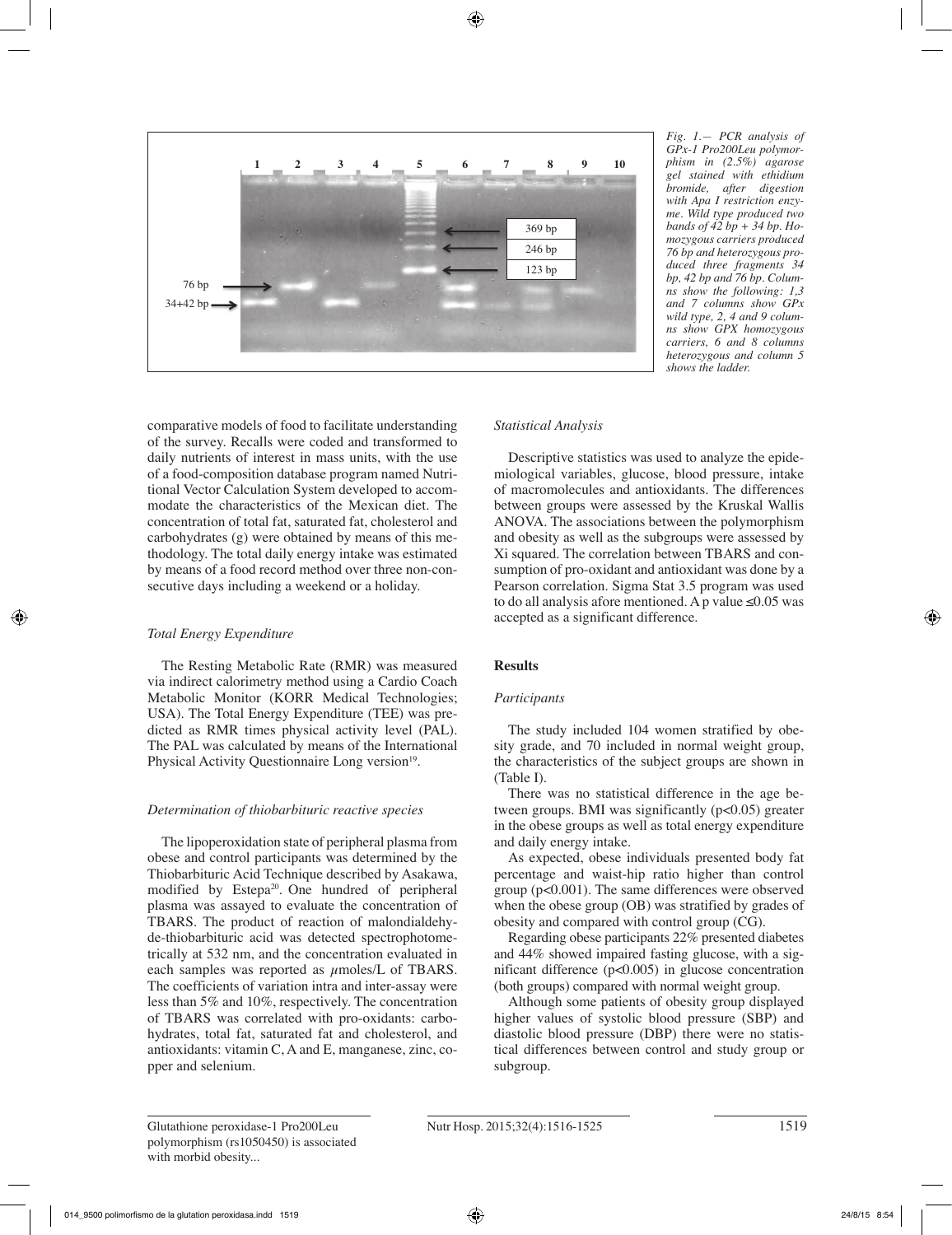Fig. 1.— PCR analysis of GPx-1 Pro200Leu polymorphism in (2.5%) agarose gel stained with ethidium bromide, after digestion with Apa I restriction enzyme. Wild type produced two bands of 42 bp + 34 bp. Homozygous carriers produced 76 bp and heterozygous produced three fragments 34 bp, 42 bp and 76 bp. Columns show the following: 1,3 and 7 columns show GPx wild type, 2, 4 and 9 columns show GPX homozygous carriers, 6 and 8 columns heterozygous and column 5 shows the ladder.

comparative models of food to facilitate understanding of the survey. Recalls were coded and transformed to daily nutrients of interest in mass units, with the use of a food-composition database program named Nutritional Vector Calculation System developed to accommodate the characteristics of the Mexican diet. The concentration of total fat, saturated fat, cholesterol and carbohydrates (g) were obtained by means of this methodology. The total daily energy intake was estimated by means of a food record method over three non-consecutive days including a weekend or a holiday.

### *Total Energy Expenditure*

The Resting Metabolic Rate (RMR) was measured via indirect calorimetry method using a Cardio Coach Metabolic Monitor (KORR Medical Technologies; USA). The Total Energy Expenditure (TEE) was predicted as RMR times physical activity level (PAL). The PAL was calculated by means of the International Physical Activity Questionnaire Long version[19].

### *Determination of thiobarbituric reactive species*

The lipoperoxidation state of peripheral plasma from obese and control participants was determined by the Thiobarituric Acid Technique described by Asakawa, modified by Estepa[20]. One hundred of peripheral plasma was assayed to evaluate the concentration of TBARS. The product of reaction of malondialdehyde-thiobarbituric acid was detected spectrophotometrically at 532 nm, and the concentration evaluated in each samples was reported as $\mu$moles/L of TBARS. The coefficients of variation intra and inter-assay were less than 5% and 10%, respectively. The concentration of TBARS was correlated with pro-oxidants: carbohydrates, total fat, saturated fat and cholesterol, and antioxidants: vitamin C, A and E, manganese, zinc, copper and selenium.

### *Statistical Analysis*

Descriptive statistics was used to analyze the epidemiological variables, glucose, blood pressure, intake of macromolecules and antioxidants. The differences between groups were assessed by the Kruskal Wallis ANOVA. The associations between the polymorphism and obesity as well as the subgroups were assessed by Xi squared. The correlation between TBARS and consumption of pro-oxidant and antioxidant was done by a Pearson correlation. Sigma Stat 3.5 program was used to do all analysis afore mentioned. A p value $\leq$0.05 was accepted as a significant difference.

## **Results**

### *Participants*

The study included 104 women stratified by obesity grade, and 70 included in normal weight group, the characteristics of the subject groups are shown in (Table I).

There was no statistical difference in the age between groups. BMI was significantly ($p<0.05$) greater in the obese groups as well as total energy expenditure and daily energy intake.

As expected, obese individuals presented body fat percentage and waist-hip ratio higher than control group ($p<0.001$). The same differences were observed when the obese group (OB) was stratified by grades of obesity and compared with control group (CG).

Regarding obese participants 22% presented diabetes and 44% showed impaired fasting glucose, with a significant difference ($p<0.005$) in glucose concentration (both groups) compared with normal weight group.

Although some patients of obesity group displayed higher values of systolic blood pressure (SBP) and diastolic blood pressure (DBP) there were no statistical differences between control and study group or subgroup.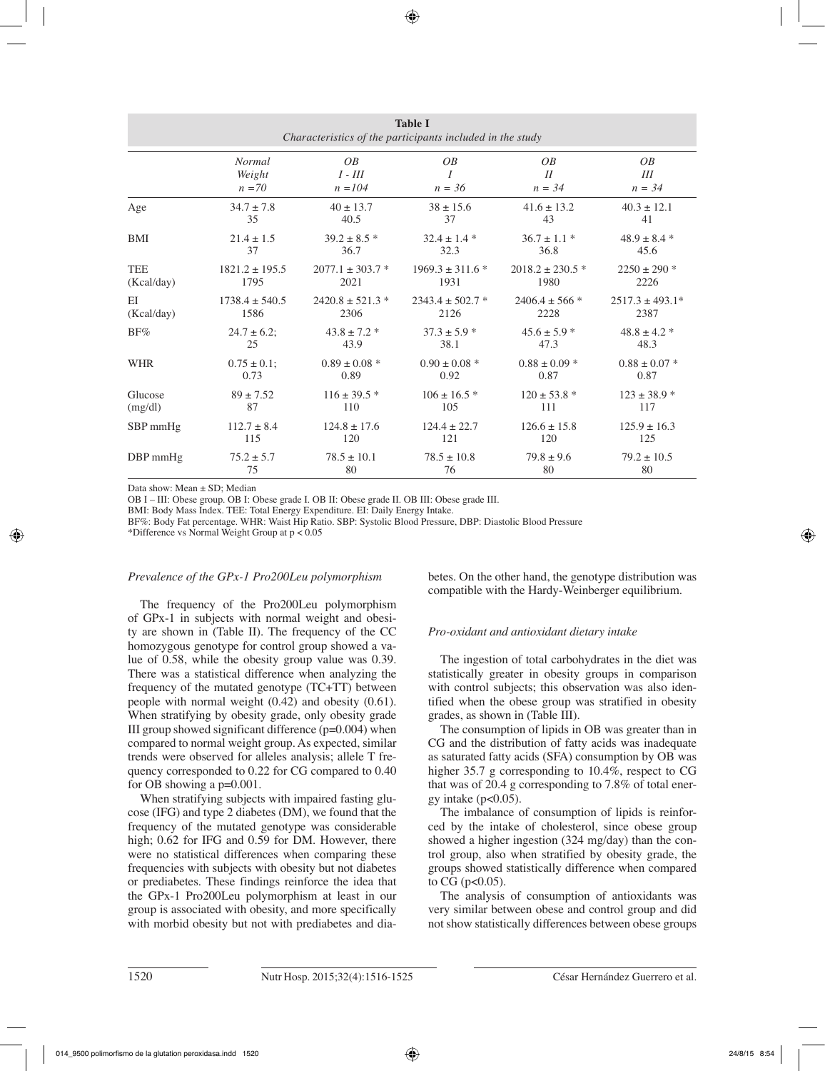**Table I**
*Characteristics of the participants included in the study*

| | *Normal Weight* *n =70* | *OB* *I - III* *n =104* | *OB* *I* *n = 36* | *OB* *II* *n = 34* | *OB* *III* *n = 34* |
|---|---|---|---|---|---|
| Age | 34.7 ± 7.8<br>35 | 40 ± 13.7<br>40.5 | 38 ± 15.6<br>37 | 41.6 ± 13.2<br>43 | 40.3 ± 12.1<br>41 |
| BMI | 21.4 ± 1.5<br>37 | 39.2 ± 8.5 *<br>36.7 | 32.4 ± 1.4 *<br>32.3 | 36.7 ± 1.1 *<br>36.8 | 48.9 ± 8.4 *<br>45.6 |
| TEE (Kcal/day) | 1821.2 ± 195.5<br>1795 | 2077.1 ± 303.7 *<br>2021 | 1969.3 ± 311.6 *<br>1931 | 2018.2 ± 230.5 *<br>1980 | 2250 ± 290 *<br>2226 |
| EI (Kcal/day) | 1738.4 ± 540.5<br>1586 | 2420.8 ± 521.3 *<br>2306 | 2343.4 ± 502.7 *<br>2126 | 2406.4 ± 566 *<br>2228 | 2517.3 ± 493.1*<br>2387 |
| BF% | 24.7 ± 6.2;<br>25 | 43.8 ± 7.2 *<br>43.9 | 37.3 ± 5.9 *<br>38.1 | 45.6 ± 5.9 *<br>47.3 | 48.8 ± 4.2 *<br>48.3 |
| WHR | 0.75 ± 0.1;<br>0.73 | 0.89 ± 0.08 *<br>0.89 | 0.90 ± 0.08 *<br>0.92 | 0.88 ± 0.09 *<br>0.87 | 0.88 ± 0.07 *<br>0.87 |
| Glucose (mg/dl) | 89 ± 7.52<br>87 | 116 ± 39.5 *<br>110 | 106 ± 16.5 *<br>105 | 120 ± 53.8 *<br>111 | 123 ± 38.9 *<br>117 |
| SBP mmHg | 112.7 ± 8.4<br>115 | 124.8 ± 17.6<br>120 | 124.4 ± 22.7<br>121 | 126.6 ± 15.8<br>120 | 125.9 ± 16.3<br>125 |
| DBP mmHg | 75.2 ± 5.7<br>75 | 78.5 ± 10.1<br>80 | 78.5 ± 10.8<br>76 | 79.8 ± 9.6<br>80 | 79.2 ± 10.5<br>80 |

Data show: Mean ± SD; Median
OB I – III: Obese group. OB I: Obese grade I. OB II: Obese grade II. OB III: Obese grade III.
BMI: Body Mass Index. TEE: Total Energy Expenditure. EI: Daily Energy Intake.
BF%: Body Fat percentage. WHR: Waist Hip Ratio. SBP: Systolic Blood Pressure, DBP: Diastolic Blood Pressure
*Difference vs Normal Weight Group at $p < 0.05$

### *Prevalence of the GPx-1 Pro200Leu polymorphism*

The frequency of the Pro200Leu polymorphism of GPx-1 in subjects with normal weight and obesity are shown in (Table II). The frequency of the CC homozygous genotype for control group showed a value of 0.58, while the obesity group value was 0.39. There was a statistical difference when analyzing the frequency of the mutated genotype (TC+TT) between people with normal weight (0.42) and obesity (0.61). When stratifying by obesity grade, only obesity grade III group showed significant difference (p=0.004) when compared to normal weight group. As expected, similar trends were observed for alleles analysis; allele T frequency corresponded to 0.22 for CG compared to 0.40 for OB showing a p=0.001.

When stratifying subjects with impaired fasting glucose (IFG) and type 2 diabetes (DM), we found that the frequency of the mutated genotype was considerable high; 0.62 for IFG and 0.59 for DM. However, there were no statistical differences when comparing these frequencies with subjects with obesity but not diabetes or prediabetes. These findings reinforce the idea that the GPx-1 Pro200Leu polymorphism at least in our group is associated with obesity, and more specifically with morbid obesity but not with prediabetes and diabetes. On the other hand, the genotype distribution was compatible with the Hardy-Weinberger equilibrium.

### *Pro-oxidant and antioxidant dietary intake*

The ingestion of total carbohydrates in the diet was statistically greater in obesity groups in comparison with control subjects; this observation was also identified when the obese group was stratified in obesity grades, as shown in (Table III).

The consumption of lipids in OB was greater than in CG and the distribution of fatty acids was inadequate as saturated fatty acids (SFA) consumption by OB was higher 35.7 g corresponding to 10.4%, respect to CG that was of 20.4 g corresponding to 7.8% of total energy intake ($p<0.05$).

The imbalance of consumption of lipids is reinforced by the intake of cholesterol, since obese group showed a higher ingestion (324 mg/day) than the control group, also when stratified by obesity grade, the groups showed statistically difference when compared to CG ($p<0.05$).

The analysis of consumption of antioxidants was very similar between obese and control group and did not show statistically differences between obese groups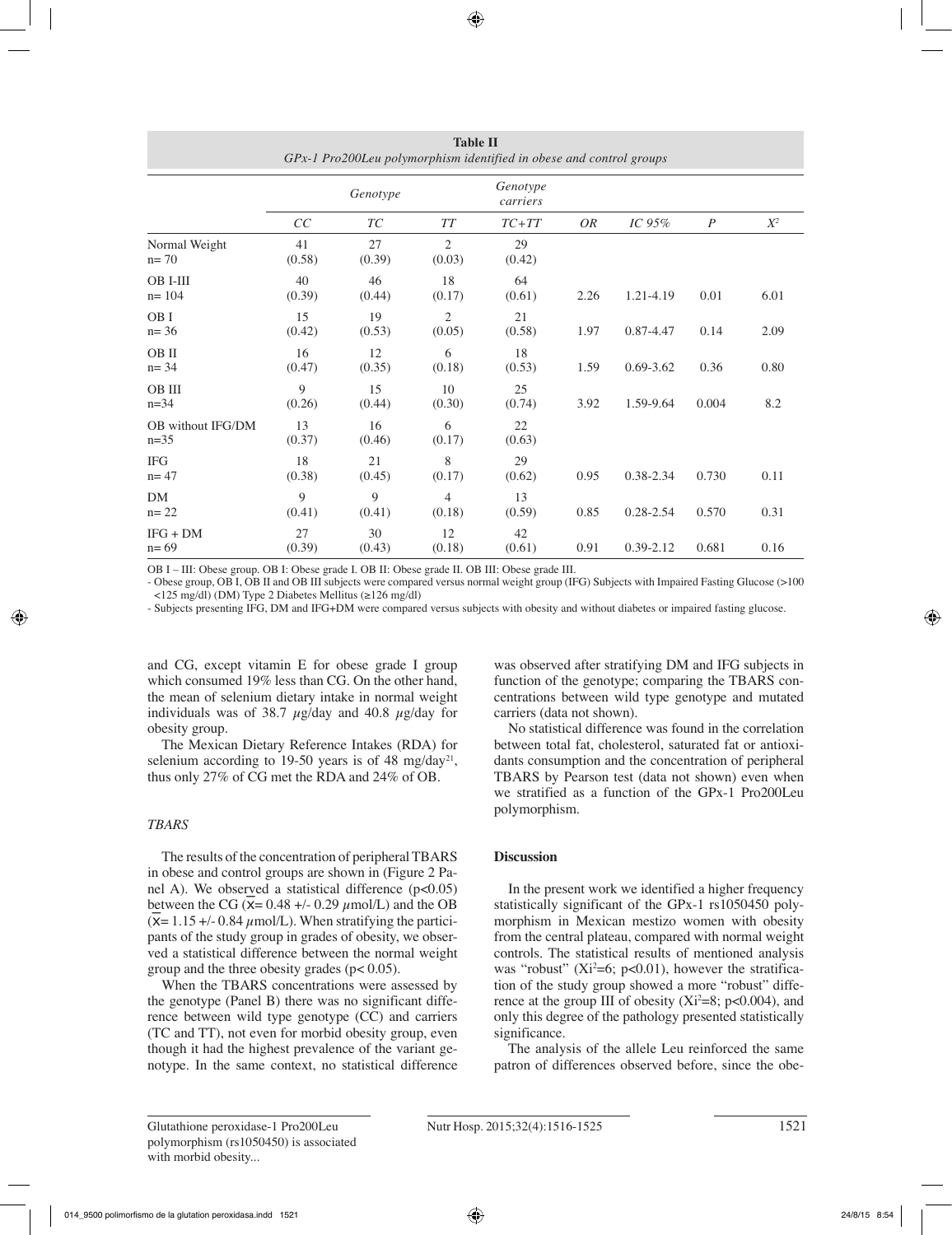**Table II**
*GPx-1 Pro200Leu polymorphism identified in obese and control groups*

| | Genotype | | | Genotype carriers | | | | |
|---|---|---|---|---|---|---|---|---|
| | *CC* | *TC* | *TT* | *TC+TT* | *OR* | *IC 95%* | *P* | $X^2$ |
| Normal Weight n= 70 | 41 (0.58) | 27 (0.39) | 2 (0.03) | 29 (0.42) | | | | |
| OB I-III n= 104 | 40 (0.39) | 46 (0.44) | 18 (0.17) | 64 (0.61) | 2.26 | 1.21-4.19 | 0.01 | 6.01 |
| OB I n= 36 | 15 (0.42) | 19 (0.53) | 2 (0.05) | 21 (0.58) | 1.97 | 0.87-4.47 | 0.14 | 2.09 |
| OB II n= 34 | 16 (0.47) | 12 (0.35) | 6 (0.18) | 18 (0.53) | 1.59 | 0.69-3.62 | 0.36 | 0.80 |
| OB III n=34 | 9 (0.26) | 15 (0.44) | 10 (0.30) | 25 (0.74) | 3.92 | 1.59-9.64 | 0.004 | 8.2 |
| OB without IFG/DM n=35 | 13 (0.37) | 16 (0.46) | 6 (0.17) | 22 (0.63) | | | | |
| IFG n= 47 | 18 (0.38) | 21 (0.45) | 8 (0.17) | 29 (0.62) | 0.95 | 0.38-2.34 | 0.730 | 0.11 |
| DM n= 22 | 9 (0.41) | 9 (0.41) | 4 (0.18) | 13 (0.59) | 0.85 | 0.28-2.54 | 0.570 | 0.31 |
| IFG + DM n= 69 | 27 (0.39) | 30 (0.43) | 12 (0.18) | 42 (0.61) | 0.91 | 0.39-2.12 | 0.681 | 0.16 |

OB I – III: Obese group. OB I: Obese grade I. OB II: Obese grade II. OB III: Obese grade III.
- Obese group, OB I, OB II and OB III subjects were compared versus normal weight group (IFG) Subjects with Impaired Fasting Glucose (>100 <125 mg/dl) (DM) Type 2 Diabetes Mellitus (≥126 mg/dl)
- Subjects presenting IFG, DM and IFG+DM were compared versus subjects with obesity and without diabetes or impaired fasting glucose.

and CG, except vitamin E for obese grade I group which consumed 19% less than CG. On the other hand, the mean of selenium dietary intake in normal weight individuals was of 38.7 μg/day and 40.8 μg/day for obesity group.

The Mexican Dietary Reference Intakes (RDA) for selenium according to 19-50 years is of 48 mg/day[21], thus only 27% of CG met the RDA and 24% of OB.

### TBARS

The results of the concentration of peripheral TBARS in obese and control groups are shown in (Figure 2 Panel A). We observed a statistical difference ($p<0.05$) between the CG ($\bar{x}$= 0.48 +/- 0.29 μmol/L) and the OB ($\bar{x}$= 1.15 +/- 0.84 μmol/L). When stratifying the participants of the study group in grades of obesity, we observed a statistical difference between the normal weight group and the three obesity grades ($p< 0.05$).

When the TBARS concentrations were assessed by the genotype (Panel B) there was no significant difference between wild type genotype (CC) and carriers (TC and TT), not even for morbid obesity group, even though it had the highest prevalence of the variant genotype. In the same context, no statistical difference was observed after stratifying DM and IFG subjects in function of the genotype; comparing the TBARS concentrations between wild type genotype and mutated carriers (data not shown).

No statistical difference was found in the correlation between total fat, cholesterol, saturated fat or antioxidants consumption and the concentration of peripheral TBARS by Pearson test (data not shown) even when we stratified as a function of the GPx-1 Pro200Leu polymorphism.

## Discussion

In the present work we identified a higher frequency statistically significant of the GPx-1 rs1050450 polymorphism in Mexican mestizo women with obesity from the central plateau, compared with normal weight controls. The statistical results of mentioned analysis was "robust" ($Xi^2$=6; $p<0.01$), however the stratification of the study group showed a more "robust" difference at the group III of obesity ($Xi^2$=8; $p<0.004$), and only this degree of the pathology presented statistically significance.

The analysis of the allele Leu reinforced the same patron of differences observed before, since the obe-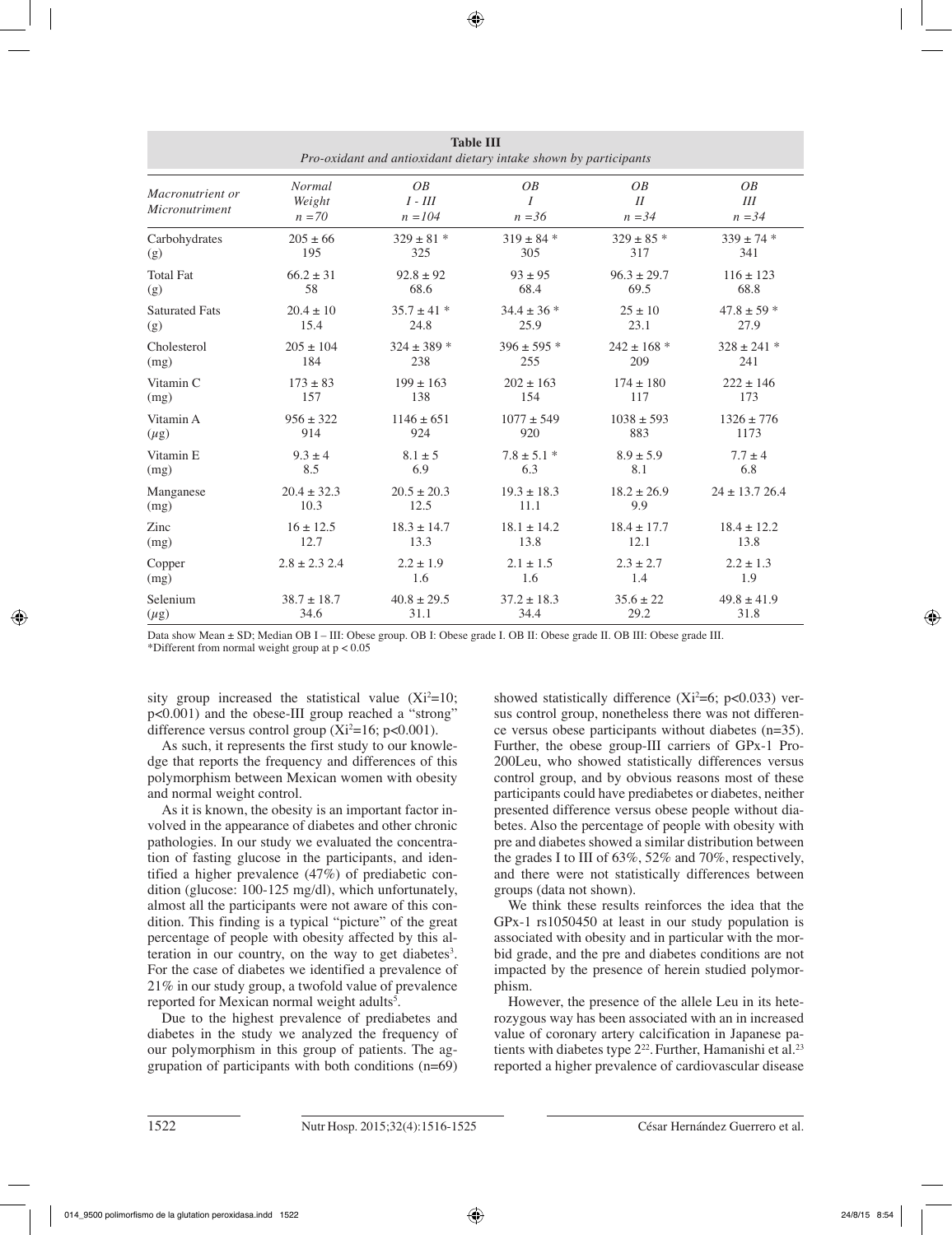**Table III**
*Pro-oxidant and antioxidant dietary intake shown by participants*

| *Macronutrient or Micronutriment* | *Normal Weight n =70* | *OB I - III n =104* | *OB I n =36* | *OB II n =34* | *OB III n =34* |
|---|---|---|---|---|---|
| Carbohydrates | 205 ± 66 | 329 ± 81 * | 319 ± 84 * | 329 ± 85 * | 339 ± 74 * |
| (g) | 195 | 325 | 305 | 317 | 341 |
| Total Fat | 66.2 ± 31 | 92.8 ± 92 | 93 ± 95 | 96.3 ± 29.7 | 116 ± 123 |
| (g) | 58 | 68.6 | 68.4 | 69.5 | 68.8 |
| Saturated Fats | 20.4 ± 10 | 35.7 ± 41 * | 34.4 ± 36 * | 25 ± 10 | 47.8 ± 59 * |
| (g) | 15.4 | 24.8 | 25.9 | 23.1 | 27.9 |
| Cholesterol | 205 ± 104 | 324 ± 389 * | 396 ± 595 * | 242 ± 168 * | 328 ± 241 * |
| (mg) | 184 | 238 | 255 | 209 | 241 |
| Vitamin C | 173 ± 83 | 199 ± 163 | 202 ± 163 | 174 ± 180 | 222 ± 146 |
| (mg) | 157 | 138 | 154 | 117 | 173 |
| Vitamin A | 956 ± 322 | 1146 ± 651 | 1077 ± 549 | 1038 ± 593 | 1326 ± 776 |
| ($\mu$g) | 914 | 924 | 920 | 883 | 1173 |
| Vitamin E | 9.3 ± 4 | 8.1 ± 5 | 7.8 ± 5.1 * | 8.9 ± 5.9 | 7.7 ± 4 |
| (mg) | 8.5 | 6.9 | 6.3 | 8.1 | 6.8 |
| Manganese | 20.4 ± 32.3 | 20.5 ± 20.3 | 19.3 ± 18.3 | 18.2 ± 26.9 | 24 ± 13.7 26.4 |
| (mg) | 10.3 | 12.5 | 11.1 | 9.9 | |
| Zinc | 16 ± 12.5 | 18.3 ± 14.7 | 18.1 ± 14.2 | 18.4 ± 17.7 | 18.4 ± 12.2 |
| (mg) | 12.7 | 13.3 | 13.8 | 12.1 | 13.8 |
| Copper | 2.8 ± 2.3 2.4 | 2.2 ± 1.9 | 2.1 ± 1.5 | 2.3 ± 2.7 | 2.2 ± 1.3 |
| (mg) | | 1.6 | 1.6 | 1.4 | 1.9 |
| Selenium | 38.7 ± 18.7 | 40.8 ± 29.5 | 37.2 ± 18.3 | 35.6 ± 22 | 49.8 ± 41.9 |
| ($\mu$g) | 34.6 | 31.1 | 34.4 | 29.2 | 31.8 |

Data show Mean ± SD; Median OB I – III: Obese group. OB I: Obese grade I. OB II: Obese grade II. OB III: Obese grade III.
*Different from normal weight group at p < 0.05

sity group increased the statistical value ($Xi^2$=10; p<0.001) and the obese-III group reached a "strong" difference versus control group ($Xi^2$=16; p<0.001).

As such, it represents the first study to our knowledge that reports the frequency and differences of this polymorphism between Mexican women with obesity and normal weight control.

As it is known, the obesity is an important factor involved in the appearance of diabetes and other chronic pathologies. In our study we evaluated the concentration of fasting glucose in the participants, and identified a higher prevalence (47%) of prediabetic condition (glucose: 100-125 mg/dl), which unfortunately, almost all the participants were not aware of this condition. This finding is a typical "picture" of the great percentage of people with obesity affected by this alteration in our country, on the way to get diabetes[3]. For the case of diabetes we identified a prevalence of 21% in our study group, a twofold value of prevalence reported for Mexican normal weight adults[5].

Due to the highest prevalence of prediabetes and diabetes in the study we analyzed the frequency of our polymorphism in this group of patients. The aggrupation of participants with both conditions (n=69) showed statistically difference ($Xi^2$=6; p<0.033) versus control group, nonetheless there was not difference versus obese participants without diabetes (n=35). Further, the obese group-III carriers of GPx-1 Pro-200Leu, who showed statistically differences versus control group, and by obvious reasons most of these participants could have prediabetes or diabetes, neither presented difference versus obese people without diabetes. Also the percentage of people with obesity with pre and diabetes showed a similar distribution between the grades I to III of 63%, 52% and 70%, respectively, and there were not statistically differences between groups (data not shown).

We think these results reinforces the idea that the GPx-1 rs1050450 at least in our study population is associated with obesity and in particular with the morbid grade, and the pre and diabetes conditions are not impacted by the presence of herein studied polymorphism.

However, the presence of the allele Leu in its heterozygous way has been associated with an in increased value of coronary artery calcification in Japanese patients with diabetes type 2[22]. Further, Hamanishi et al.[23] reported a higher prevalence of cardiovascular disease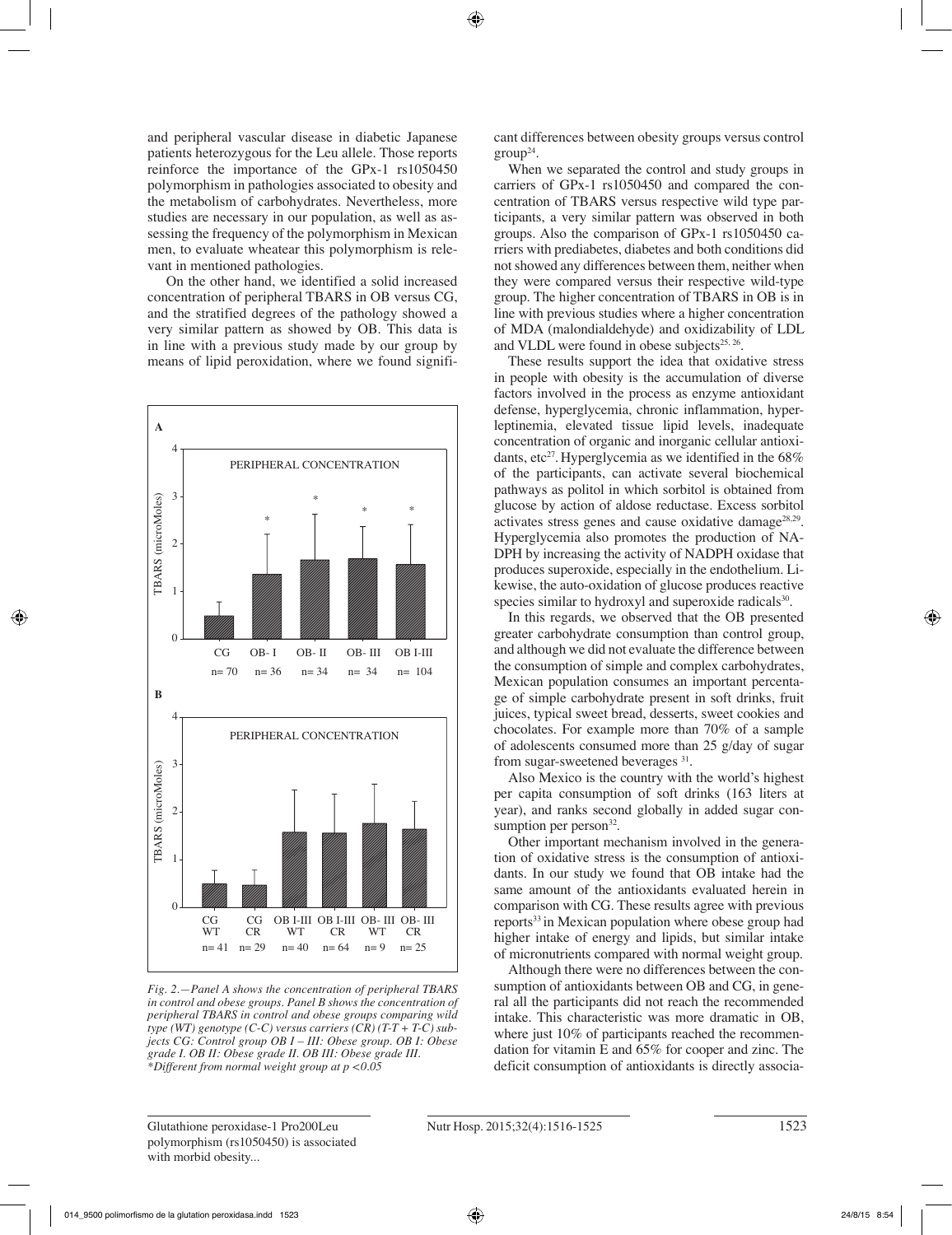and peripheral vascular disease in diabetic Japanese patients heterozygous for the Leu allele. Those reports reinforce the importance of the GPx-1 rs1050450 polymorphism in pathologies associated to obesity and the metabolism of carbohydrates. Nevertheless, more studies are necessary in our population, as well as assessing the frequency of the polymorphism in Mexican men, to evaluate wheatear this polymorphism is relevant in mentioned pathologies.

On the other hand, we identified a solid increased concentration of peripheral TBARS in OB versus CG, and the stratified degrees of the pathology showed a very similar pattern as showed by OB. This data is in line with a previous study made by our group by means of lipid peroxidation, where we found significant differences between obesity groups versus control group[24].

*Fig. 2.—Panel A shows the concentration of peripheral TBARS in control and obese groups. Panel B shows the concentration of peripheral TBARS in control and obese groups comparing wild type (WT) genotype (C-C) versus carriers (CR) (T-T + T-C) subjects CG: Control group OB I – III: Obese group. OB I: Obese grade I. OB II: Obese grade II. OB III: Obese grade III. *Different from normal weight group at p <0.05*

When we separated the control and study groups in carriers of GPx-1 rs1050450 and compared the concentration of TBARS versus respective wild type participants, a very similar pattern was observed in both groups. Also the comparison of GPx-1 rs1050450 carriers with prediabetes, diabetes and both conditions did not showed any differences between them, neither when they were compared versus their respective wild-type group. The higher concentration of TBARS in OB is in line with previous studies where a higher concentration of MDA (malondialdehyde) and oxidizability of LDL and VLDL were found in obese subjects[25, 26].

These results support the idea that oxidative stress in people with obesity is the accumulation of diverse factors involved in the process as enzyme antioxidant defense, hyperglycemia, chronic inflammation, hyperleptinemia, elevated tissue lipid levels, inadequate concentration of organic and inorganic cellular antioxidants, etc[27]. Hyperglycemia as we identified in the 68% of the participants, can activate several biochemical pathways as politol in which sorbitol is obtained from glucose by action of aldose reductase. Excess sorbitol activates stress genes and cause oxidative damage[28,29]. Hyperglycemia also promotes the production of NADPH by increasing the activity of NADPH oxidase that produces superoxide, especially in the endothelium. Likewise, the auto-oxidation of glucose produces reactive species similar to hydroxyl and superoxide radicals[30].

In this regards, we observed that the OB presented greater carbohydrate consumption than control group, and although we did not evaluate the difference between the consumption of simple and complex carbohydrates, Mexican population consumes an important percentage of simple carbohydrate present in soft drinks, fruit juices, typical sweet bread, desserts, sweet cookies and chocolates. For example more than 70% of a sample of adolescents consumed more than 25 g/day of sugar from sugar-sweetened beverages [31].

Also Mexico is the country with the world's highest per capita consumption of soft drinks (163 liters at year), and ranks second globally in added sugar consumption per person[32].

Other important mechanism involved in the generation of oxidative stress is the consumption of antioxidants. In our study we found that OB intake had the same amount of the antioxidants evaluated herein in comparison with CG. These results agree with previous reports[33] in Mexican population where obese group had higher intake of energy and lipids, but similar intake of micronutrients compared with normal weight group.

Although there were no differences between the consumption of antioxidants between OB and CG, in general all the participants did not reach the recommended intake. This characteristic was more dramatic in OB, where just 10% of participants reached the recommendation for vitamin E and 65% for cooper and zinc. The deficit consumption of antioxidants is directly associa-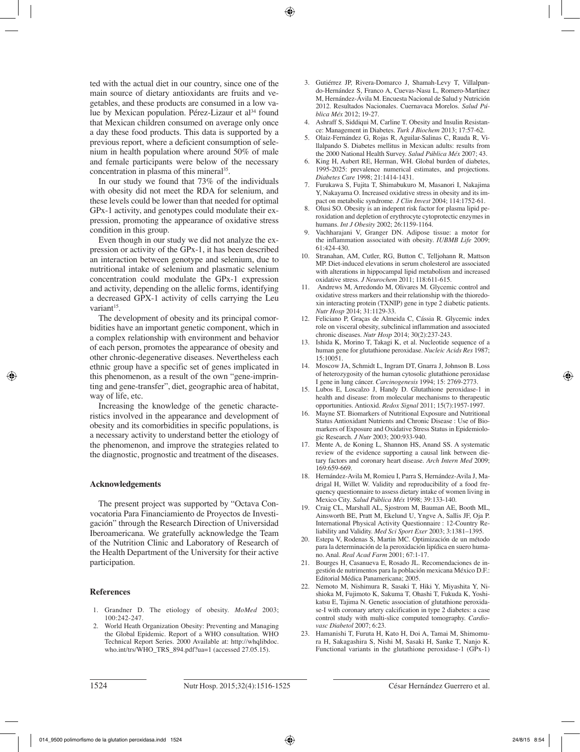ted with the actual diet in our country, since one of the main source of dietary antioxidants are fruits and vegetables, and these products are consumed in a low value by Mexican population. Pérez-Lizaur et al[34] found that Mexican children consumed on average only once a day these food products. This data is supported by a previous report, where a deficient consumption of selenium in health population where around 50% of male and female participants were below of the necessary concentration in plasma of this mineral[35].

In our study we found that 73% of the individuals with obesity did not meet the RDA for selenium, and these levels could be lower than that needed for optimal GPx-1 activity, and genotypes could modulate their expression, promoting the appearance of oxidative stress condition in this group.

Even though in our study we did not analyze the expression or activity of the GPx-1, it has been described an interaction between genotype and selenium, due to nutritional intake of selenium and plasmatic selenium concentration could modulate the GPx-1 expression and activity, depending on the allelic forms, identifying a decreased GPX-1 activity of cells carrying the Leu variant[15].

The development of obesity and its principal comorbidities have an important genetic component, which in a complex relationship with environment and behavior of each person, promotes the appearance of obesity and other chronic-degenerative diseases. Nevertheless each ethnic group have a specific set of genes implicated in this phenomenon, as a result of the own "gene-imprinting and gene-transfer", diet, geographic area of habitat, way of life, etc.

Increasing the knowledge of the genetic characteristics involved in the appearance and development of obesity and its comorbidities in specific populations, is a necessary activity to understand better the etiology of the phenomenon, and improve the strategies related to the diagnostic, prognostic and treatment of the diseases.

### Acknowledgements

The present project was supported by "Octava Convocatoria Para Financiamiento de Proyectos de Investigación" through the Research Direction of Universidad Iberoamericana. We gratefully acknowledge the Team of the Nutrition Clinic and Laboratory of Research of the Health Department of the University for their active participation.

### References

1. Grandner D. The etiology of obesity. *MoMed* 2003; 100:242-247.
2. World Heath Organization Obesity: Preventing and Managing the Global Epidemic. Report of a WHO consultation. WHO Technical Report Series. 2000 Available at: http://whqlibdoc.who.int/trs/WHO_TRS_894.pdf?ua=1 (accessed 27.05.15).
3. Gutiérrez JP, Rivera-Domarco J, Shamah-Levy T, Villalpando-Hernández S, Franco A, Cuevas-Nasu L, Romero-Martínez M, Hernández-Ávila M. Encuesta Nacional de Salud y Nutrición 2012. Resultados Nacionales. Cuernavaca Morelos. *Salud Pública Méx* 2012; 19-27.
4. Ashraff S, Siddiqui M, Carline T. Obesity and Insulin Resistance: Management in Diabetes. *Turk J Biochem* 2013; 17:57-62.
5. Olaiz-Fernández G, Rojas R, Aguilar-Salinas C, Rauda R, Villalpando S. Diabetes mellitus in Mexican adults: results from the 2000 National Health Survey. *Salud Pública Méx* 2007; 43.
6. King H, Aubert RE, Herman, WH. Global burden of diabetes, 1995-2025: prevalence numerical estimates, and projections. *Diabetes Care* 1998; 21:1414-1431.
7. Furukawa S, Fujita T, Shimabukuro M, Masanori I, Nakajima Y, Nakayama O. Increased oxidative stress in obesity and its impact on metabolic syndrome. *J Clin Invest* 2004; 114:1752-61.
8. Olusi SO. Obesity is an indepent risk factor for plasma lipid peroxidation and depletion of erythrocyte cytoprotectic enzymes in humans. *Int J Obesity* 2002; 26:1159-1164.
9. Vachharajani V, Granger DN. Adipose tissue: a motor for the inflammation associated with obesity. *IUBMB Life* 2009; 61:424-430.
10. Stranahan, AM, Cutler, RG, Button C, Telljohann R, Mattson MP. Diet-induced elevations in serum cholesterol are associated with alterations in hippocampal lipid metabolism and increased oxidative stress. *J Neurochem* 2011; 118:611-615.
11. Andrews M, Arredondo M, Olivares M. Glycemic control and oxidative stress markers and their relationship with the thioredoxin interacting protein (TXNIP) gene in type 2 diabetic patients. *Nutr Hosp* 2014; 31:1129-33.
12. Feliciano P, Graças de Almeida C, Cássia R. Glycemic index role on visceral obesity, subclinical inflammation and associated chronic diseases. *Nutr Hosp* 2014; 30(2):237-243.
13. Ishida K, Morino T, Takagi K, et al. Nucleotide sequence of a human gene for glutathione peroxidase. *Nucleic Acids Res* 1987; 15:10051.
14. Moscow JA, Schmidt L, Ingram DT, Gnarra J, Johnson B. Loss of heterozygosity of the human cytosolic glutathione peroxidase I gene in lung cáncer. *Carcinogenesis* 1994; 15: 2769-2773.
15. Lubos E, Loscalzo J, Handy D. Glutathione peroxidase-1 in health and disease: from molecular mechanisms to therapeutic opportunities. Antioxid. *Redox Signal* 2011; 15(7):1957-1997.
16. Mayne ST. Biomarkers of Nutritional Exposure and Nutritional Status Antioxidant Nutrients and Chronic Disease : Use of Biomarkers of Exposure and Oxidative Stress Status in Epidemiologic Research. *J Nutr* 2003; 200:933-940.
17. Mente A, de Koning L, Shannon HS, Anand SS. A systematic review of the evidence supporting a causal link between dietary factors and coronary heart disease. *Arch Intern Med* 2009; 169:659-669.
18. Hernández-Avila M, Romieu I, Parra S, Hernández-Avila J, Madrigal H, Willet W. Validity and reproducibility of a food frequency questionnaire to assess dietary intake of women living in Mexico City. *Salud Pública Méx* 1998; 39:133-140.
19. Craig CL, Marshall AL, Sjostrom M, Bauman AE, Booth ML, Ainsworth BE, Pratt M, Ekelund U, Yngve A, Sallis JF, Oja P. International Physical Activity Questionnaire : 12-Country Reliability and Validity. *Med Sci Sport Exer* 2003; 3:1381–1395.
20. Estepa V, Rodenas S, Martin MC. Optimización de un método para la determinación de la peroxidación lipídica en suero humano. Anal. *Real Acad Farm* 2001; 67:1-17.
21. Bourges H, Casanueva E, Rosado JL. Recomendaciones de ingestión de nutrimentos para la población mexicana México D.F.: Editorial Médica Panamericana; 2005.
22. Nemoto M, Nishimura R, Sasaki T, Hiki Y, Miyashita Y, Nishioka M, Fujimoto K, Sakuma T, Ohashi T, Fukuda K, Yoshikatsu E, Tajima N. Genetic association of glutathione peroxidase-I with coronary artery calcification in type 2 diabetes: a case control study with multi-slice computed tomography. *Cardiovasc Diabetol* 2007; 6:23.
23. Hamanishi T, Furuta H, Kato H, Doi A, Tamai M, Shimomura H, Sakagashira S, Nishi M, Sasaki H, Sanke T, Nanjo K. Functional variants in the glutathione peroxidase-1 (GPx-1)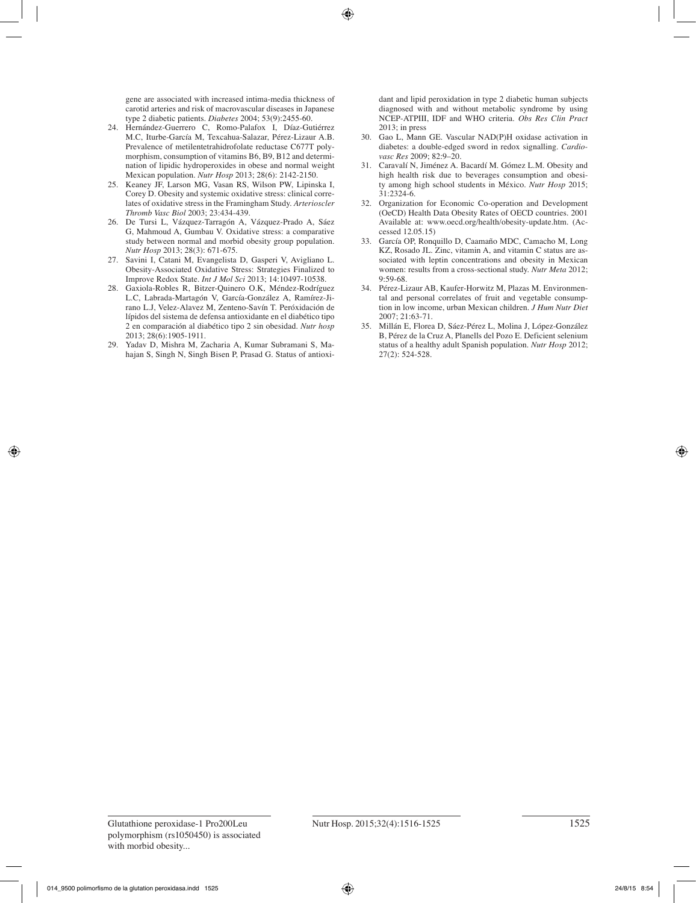gene are associated with increased intima-media thickness of carotid arteries and risk of macrovascular diseases in Japanese type 2 diabetic patients. *Diabetes* 2004; 53(9):2455-60.

24. Hernández-Guerrero C, Romo-Palafox I, Díaz-Gutiérrez M.C, Iturbe-García M, Texcahua-Salazar, Pérez-Lizaur A.B. Prevalence of metilentetrahidrofolate reductase C677T polymorphism, consumption of vitamins B6, B9, B12 and determination of lipidic hydroperoxides in obese and normal weight Mexican population. *Nutr Hosp* 2013; 28(6): 2142-2150.
25. Keaney JF, Larson MG, Vasan RS, Wilson PW, Lipinska I, Corey D. Obesity and systemic oxidative stress: clinical correlates of oxidative stress in the Framingham Study. *Arterioscler Thromb Vasc Biol* 2003; 23:434-439.
26. De Tursi L, Vázquez-Tarragón A, Vázquez-Prado A, Sáez G, Mahmoud A, Gumbau V. Oxidative stress: a comparative study between normal and morbid obesity group population. *Nutr Hosp* 2013; 28(3): 671-675.
27. Savini I, Catani M, Evangelista D, Gasperi V, Avigliano L. Obesity-Associated Oxidative Stress: Strategies Finalized to Improve Redox State. *Int J Mol Sci* 2013; 14:10497-10538.
28. Gaxiola-Robles R, Bitzer-Quinero O.K, Méndez-Rodríguez L.C, Labrada-Martagón V, García-González A, Ramírez-Jirano L.J, Velez-Alavez M, Zenteno-Savín T. Peróxidación de lípidos del sistema de defensa antioxidante en el diabético tipo 2 en comparación al diabético tipo 2 sin obesidad. *Nutr hosp* 2013; 28(6):1905-1911.
29. Yadav D, Mishra M, Zacharia A, Kumar Subramani S, Mahajan S, Singh N, Singh Bisen P, Prasad G. Status of antioxidant and lipid peroxidation in type 2 diabetic human subjects diagnosed with and without metabolic syndrome by using NCEP-ATPIII, IDF and WHO criteria. *Obs Res Clin Pract* 2013; in press
30. Gao L, Mann GE. Vascular NAD(P)H oxidase activation in diabetes: a double-edged sword in redox signalling. *Cardiovasc Res* 2009; 82:9–20.
31. Caravalí N, Jiménez A. Bacardí M. Gómez L.M. Obesity and high health risk due to beverages consumption and obesity among high school students in México. *Nutr Hosp* 2015; 31:2324-6.
32. Organization for Economic Co-operation and Development (OeCD) Health Data Obesity Rates of OECD countries. 2001 Available at: www.oecd.org/health/obesity-update.htm. (Accessed 12.05.15)
33. García OP, Ronquillo D, Caamaño MDC, Camacho M, Long KZ, Rosado JL. Zinc, vitamin A, and vitamin C status are associated with leptin concentrations and obesity in Mexican women: results from a cross-sectional study. *Nutr Meta* 2012; 9:59-68.
34. Pérez-Lizaur AB, Kaufer-Horwitz M, Plazas M. Environmental and personal correlates of fruit and vegetable consumption in low income, urban Mexican children. *J Hum Nutr Diet* 2007; 21:63-71.
35. Millán E, Florea D, Sáez-Pérez L, Molina J, López-González B, Pérez de la Cruz A, Planells del Pozo E. Deficient selenium status of a healthy adult Spanish population. *Nutr Hosp* 2012; 27(2): 524-528.